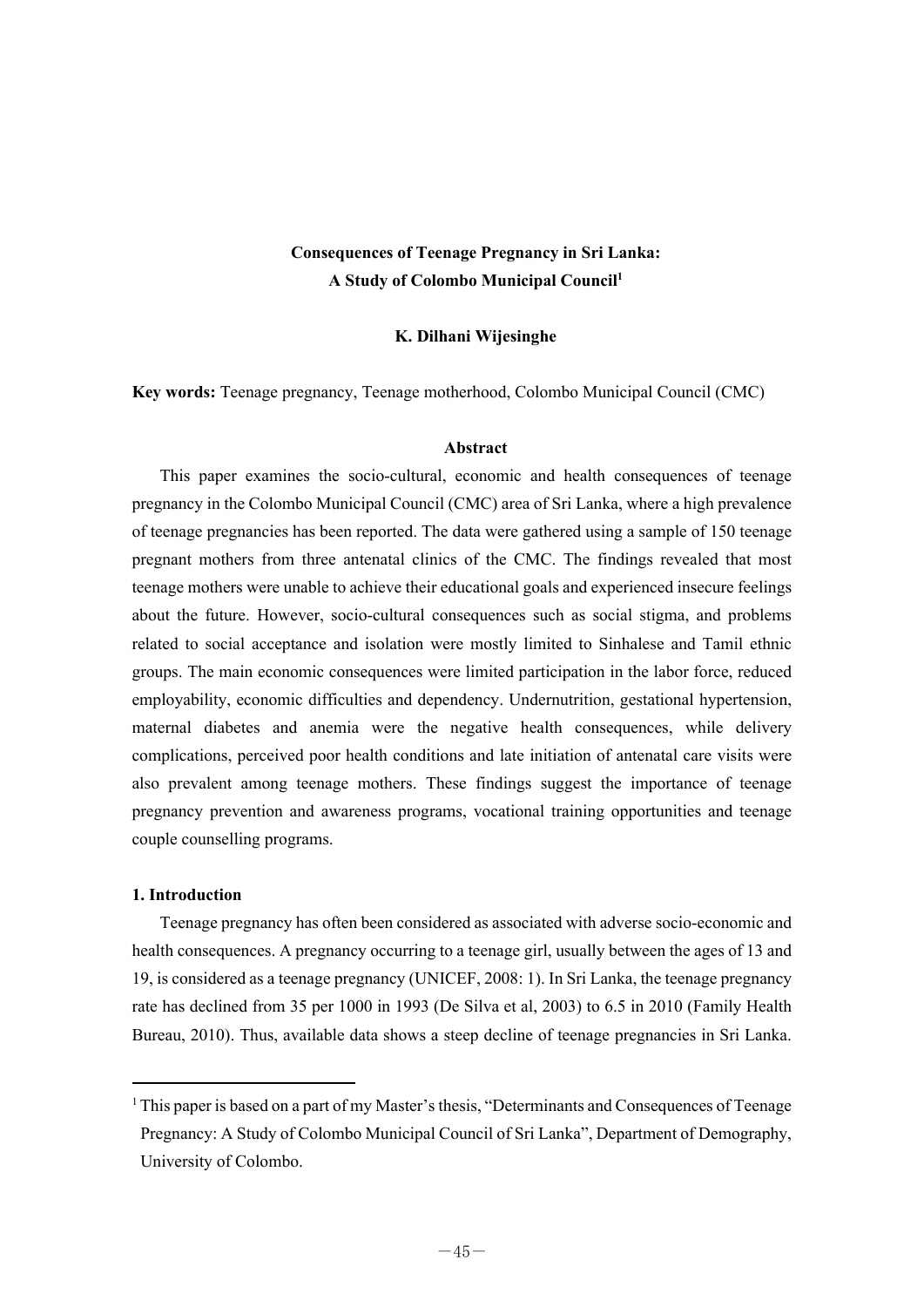# Consequences of Teenage Pregnancy in Sri Lanka: A Study of Colombo Municipal Council[1]

**K. Dilhani Wijesinghe**

**Key words:** Teenage pregnancy, Teenage motherhood, Colombo Municipal Council (CMC)

### Abstract

This paper examines the socio-cultural, economic and health consequences of teenage pregnancy in the Colombo Municipal Council (CMC) area of Sri Lanka, where a high prevalence of teenage pregnancies has been reported. The data were gathered using a sample of 150 teenage pregnant mothers from three antenatal clinics of the CMC. The findings revealed that most teenage mothers were unable to achieve their educational goals and experienced insecure feelings about the future. However, socio-cultural consequences such as social stigma, and problems related to social acceptance and isolation were mostly limited to Sinhalese and Tamil ethnic groups. The main economic consequences were limited participation in the labor force, reduced employability, economic difficulties and dependency. Undernutrition, gestational hypertension, maternal diabetes and anemia were the negative health consequences, while delivery complications, perceived poor health conditions and late initiation of antenatal care visits were also prevalent among teenage mothers. These findings suggest the importance of teenage pregnancy prevention and awareness programs, vocational training opportunities and teenage couple counselling programs.

## 1. Introduction

Teenage pregnancy has often been considered as associated with adverse socio-economic and health consequences. A pregnancy occurring to a teenage girl, usually between the ages of 13 and 19, is considered as a teenage pregnancy (UNICEF, 2008: 1). In Sri Lanka, the teenage pregnancy rate has declined from 35 per 1000 in 1993 (De Silva et al, 2003) to 6.5 in 2010 (Family Health Bureau, 2010). Thus, available data shows a steep decline of teenage pregnancies in Sri Lanka.

[1] This paper is based on a part of my Master's thesis, "Determinants and Consequences of Teenage Pregnancy: A Study of Colombo Municipal Council of Sri Lanka", Department of Demography, University of Colombo.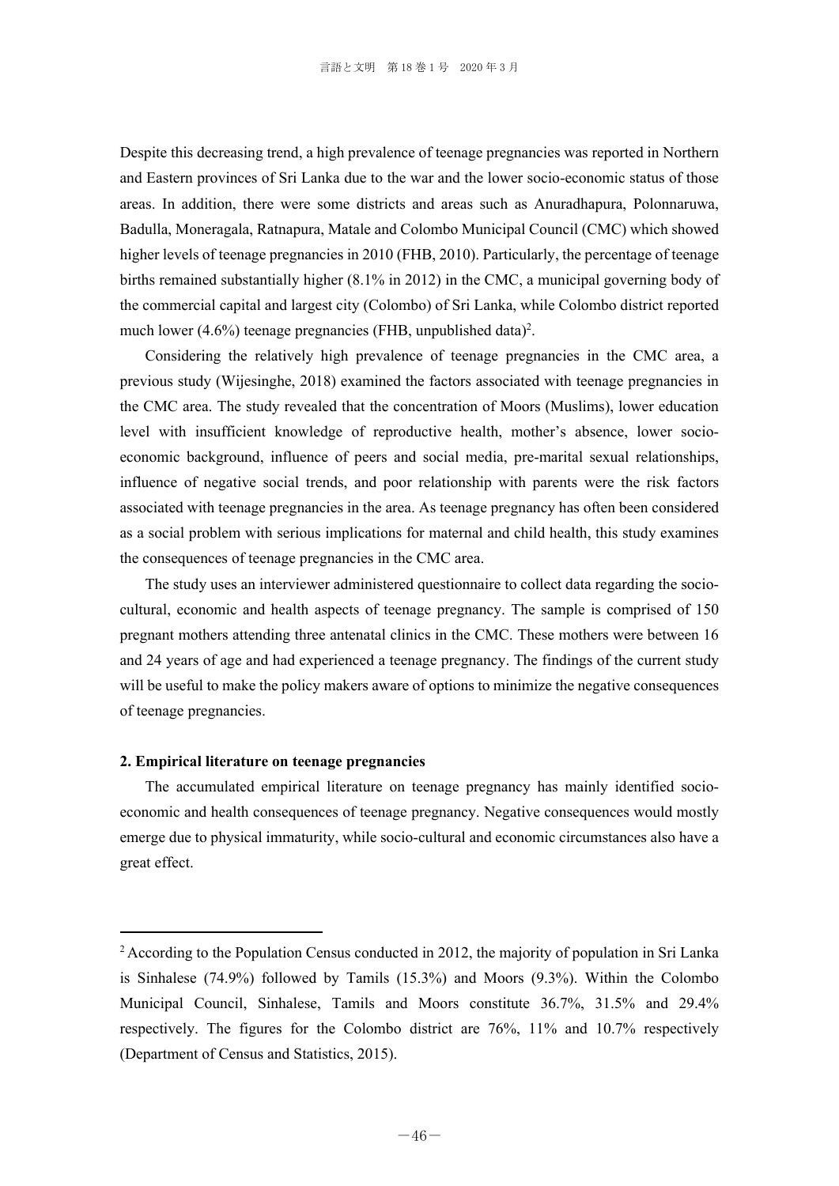Despite this decreasing trend, a high prevalence of teenage pregnancies was reported in Northern and Eastern provinces of Sri Lanka due to the war and the lower socio-economic status of those areas. In addition, there were some districts and areas such as Anuradhapura, Polonnaruwa, Badulla, Moneragala, Ratnapura, Matale and Colombo Municipal Council (CMC) which showed higher levels of teenage pregnancies in 2010 (FHB, 2010). Particularly, the percentage of teenage births remained substantially higher (8.1% in 2012) in the CMC, a municipal governing body of the commercial capital and largest city (Colombo) of Sri Lanka, while Colombo district reported much lower (4.6%) teenage pregnancies (FHB, unpublished data)[2].

Considering the relatively high prevalence of teenage pregnancies in the CMC area, a previous study (Wijesinghe, 2018) examined the factors associated with teenage pregnancies in the CMC area. The study revealed that the concentration of Moors (Muslims), lower education level with insufficient knowledge of reproductive health, mother's absence, lower socio-economic background, influence of peers and social media, pre-marital sexual relationships, influence of negative social trends, and poor relationship with parents were the risk factors associated with teenage pregnancies in the area. As teenage pregnancy has often been considered as a social problem with serious implications for maternal and child health, this study examines the consequences of teenage pregnancies in the CMC area.

The study uses an interviewer administered questionnaire to collect data regarding the socio-cultural, economic and health aspects of teenage pregnancy. The sample is comprised of 150 pregnant mothers attending three antenatal clinics in the CMC. These mothers were between 16 and 24 years of age and had experienced a teenage pregnancy. The findings of the current study will be useful to make the policy makers aware of options to minimize the negative consequences of teenage pregnancies.

## 2. Empirical literature on teenage pregnancies

The accumulated empirical literature on teenage pregnancy has mainly identified socio-economic and health consequences of teenage pregnancy. Negative consequences would mostly emerge due to physical immaturity, while socio-cultural and economic circumstances also have a great effect.

---

[2] According to the Population Census conducted in 2012, the majority of population in Sri Lanka is Sinhalese (74.9%) followed by Tamils (15.3%) and Moors (9.3%). Within the Colombo Municipal Council, Sinhalese, Tamils and Moors constitute 36.7%, 31.5% and 29.4% respectively. The figures for the Colombo district are 76%, 11% and 10.7% respectively (Department of Census and Statistics, 2015).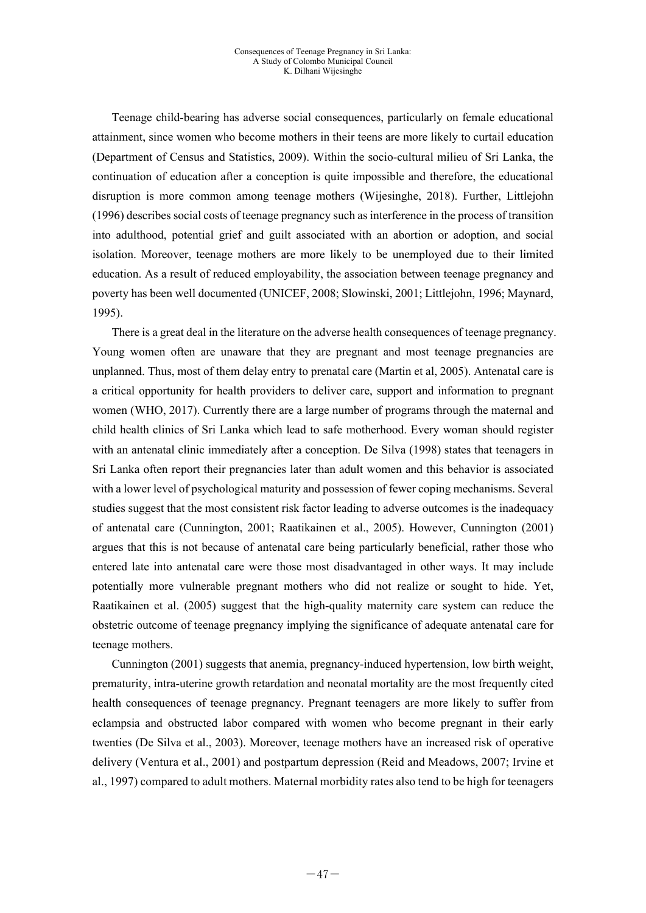Teenage child-bearing has adverse social consequences, particularly on female educational attainment, since women who become mothers in their teens are more likely to curtail education (Department of Census and Statistics, 2009). Within the socio-cultural milieu of Sri Lanka, the continuation of education after a conception is quite impossible and therefore, the educational disruption is more common among teenage mothers (Wijesinghe, 2018). Further, Littlejohn (1996) describes social costs of teenage pregnancy such as interference in the process of transition into adulthood, potential grief and guilt associated with an abortion or adoption, and social isolation. Moreover, teenage mothers are more likely to be unemployed due to their limited education. As a result of reduced employability, the association between teenage pregnancy and poverty has been well documented (UNICEF, 2008; Slowinski, 2001; Littlejohn, 1996; Maynard, 1995).

There is a great deal in the literature on the adverse health consequences of teenage pregnancy. Young women often are unaware that they are pregnant and most teenage pregnancies are unplanned. Thus, most of them delay entry to prenatal care (Martin et al, 2005). Antenatal care is a critical opportunity for health providers to deliver care, support and information to pregnant women (WHO, 2017). Currently there are a large number of programs through the maternal and child health clinics of Sri Lanka which lead to safe motherhood. Every woman should register with an antenatal clinic immediately after a conception. De Silva (1998) states that teenagers in Sri Lanka often report their pregnancies later than adult women and this behavior is associated with a lower level of psychological maturity and possession of fewer coping mechanisms. Several studies suggest that the most consistent risk factor leading to adverse outcomes is the inadequacy of antenatal care (Cunnington, 2001; Raatikainen et al., 2005). However, Cunnington (2001) argues that this is not because of antenatal care being particularly beneficial, rather those who entered late into antenatal care were those most disadvantaged in other ways. It may include potentially more vulnerable pregnant mothers who did not realize or sought to hide. Yet, Raatikainen et al. (2005) suggest that the high-quality maternity care system can reduce the obstetric outcome of teenage pregnancy implying the significance of adequate antenatal care for teenage mothers.

Cunnington (2001) suggests that anemia, pregnancy-induced hypertension, low birth weight, prematurity, intra-uterine growth retardation and neonatal mortality are the most frequently cited health consequences of teenage pregnancy. Pregnant teenagers are more likely to suffer from eclampsia and obstructed labor compared with women who become pregnant in their early twenties (De Silva et al., 2003). Moreover, teenage mothers have an increased risk of operative delivery (Ventura et al., 2001) and postpartum depression (Reid and Meadows, 2007; Irvine et al., 1997) compared to adult mothers. Maternal morbidity rates also tend to be high for teenagers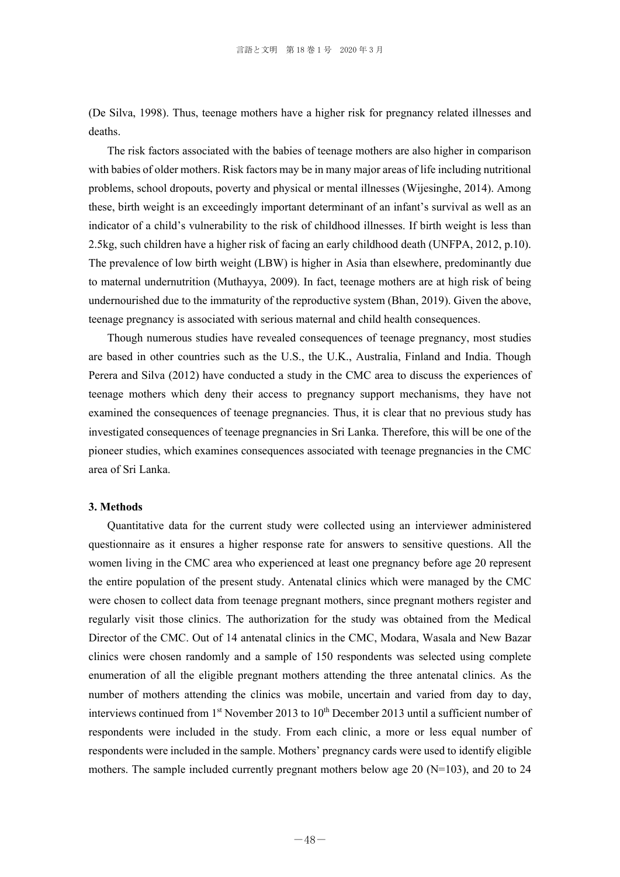(De Silva, 1998). Thus, teenage mothers have a higher risk for pregnancy related illnesses and deaths.

The risk factors associated with the babies of teenage mothers are also higher in comparison with babies of older mothers. Risk factors may be in many major areas of life including nutritional problems, school dropouts, poverty and physical or mental illnesses (Wijesinghe, 2014). Among these, birth weight is an exceedingly important determinant of an infant's survival as well as an indicator of a child's vulnerability to the risk of childhood illnesses. If birth weight is less than 2.5kg, such children have a higher risk of facing an early childhood death (UNFPA, 2012, p.10). The prevalence of low birth weight (LBW) is higher in Asia than elsewhere, predominantly due to maternal undernutrition (Muthayya, 2009). In fact, teenage mothers are at high risk of being undernourished due to the immaturity of the reproductive system (Bhan, 2019). Given the above, teenage pregnancy is associated with serious maternal and child health consequences.

Though numerous studies have revealed consequences of teenage pregnancy, most studies are based in other countries such as the U.S., the U.K., Australia, Finland and India. Though Perera and Silva (2012) have conducted a study in the CMC area to discuss the experiences of teenage mothers which deny their access to pregnancy support mechanisms, they have not examined the consequences of teenage pregnancies. Thus, it is clear that no previous study has investigated consequences of teenage pregnancies in Sri Lanka. Therefore, this will be one of the pioneer studies, which examines consequences associated with teenage pregnancies in the CMC area of Sri Lanka.

### 3. Methods

Quantitative data for the current study were collected using an interviewer administered questionnaire as it ensures a higher response rate for answers to sensitive questions. All the women living in the CMC area who experienced at least one pregnancy before age 20 represent the entire population of the present study. Antenatal clinics which were managed by the CMC were chosen to collect data from teenage pregnant mothers, since pregnant mothers register and regularly visit those clinics. The authorization for the study was obtained from the Medical Director of the CMC. Out of 14 antenatal clinics in the CMC, Modara, Wasala and New Bazar clinics were chosen randomly and a sample of 150 respondents was selected using complete enumeration of all the eligible pregnant mothers attending the three antenatal clinics. As the number of mothers attending the clinics was mobile, uncertain and varied from day to day, interviews continued from 1st November 2013 to 10th December 2013 until a sufficient number of respondents were included in the study. From each clinic, a more or less equal number of respondents were included in the sample. Mothers' pregnancy cards were used to identify eligible mothers. The sample included currently pregnant mothers below age 20 (N=103), and 20 to 24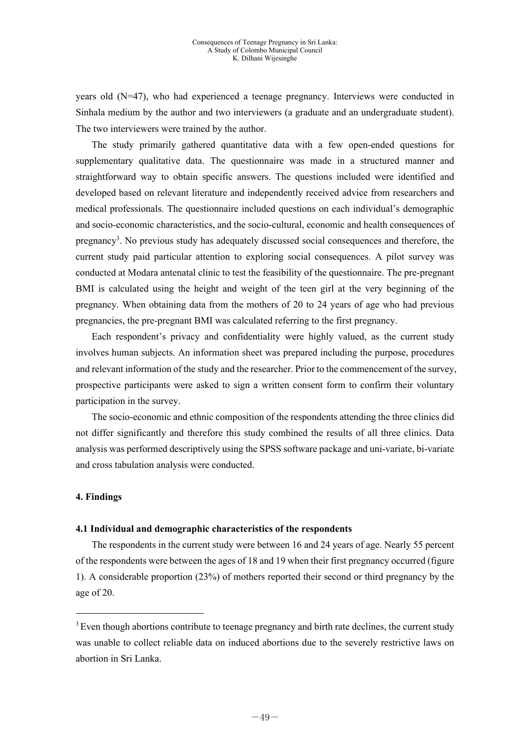years old (N=47), who had experienced a teenage pregnancy. Interviews were conducted in Sinhala medium by the author and two interviewers (a graduate and an undergraduate student). The two interviewers were trained by the author.

The study primarily gathered quantitative data with a few open-ended questions for supplementary qualitative data. The questionnaire was made in a structured manner and straightforward way to obtain specific answers. The questions included were identified and developed based on relevant literature and independently received advice from researchers and medical professionals. The questionnaire included questions on each individual's demographic and socio-economic characteristics, and the socio-cultural, economic and health consequences of pregnancy[3]. No previous study has adequately discussed social consequences and therefore, the current study paid particular attention to exploring social consequences. A pilot survey was conducted at Modara antenatal clinic to test the feasibility of the questionnaire. The pre-pregnant BMI is calculated using the height and weight of the teen girl at the very beginning of the pregnancy. When obtaining data from the mothers of 20 to 24 years of age who had previous pregnancies, the pre-pregnant BMI was calculated referring to the first pregnancy.

Each respondent's privacy and confidentiality were highly valued, as the current study involves human subjects. An information sheet was prepared including the purpose, procedures and relevant information of the study and the researcher. Prior to the commencement of the survey, prospective participants were asked to sign a written consent form to confirm their voluntary participation in the survey.

The socio-economic and ethnic composition of the respondents attending the three clinics did not differ significantly and therefore this study combined the results of all three clinics. Data analysis was performed descriptively using the SPSS software package and uni-variate, bi-variate and cross tabulation analysis were conducted.

## 4. Findings

### 4.1 Individual and demographic characteristics of the respondents

The respondents in the current study were between 16 and 24 years of age. Nearly 55 percent of the respondents were between the ages of 18 and 19 when their first pregnancy occurred (figure 1). A considerable proportion (23%) of mothers reported their second or third pregnancy by the age of 20.

---

[3] Even though abortions contribute to teenage pregnancy and birth rate declines, the current study was unable to collect reliable data on induced abortions due to the severely restrictive laws on abortion in Sri Lanka.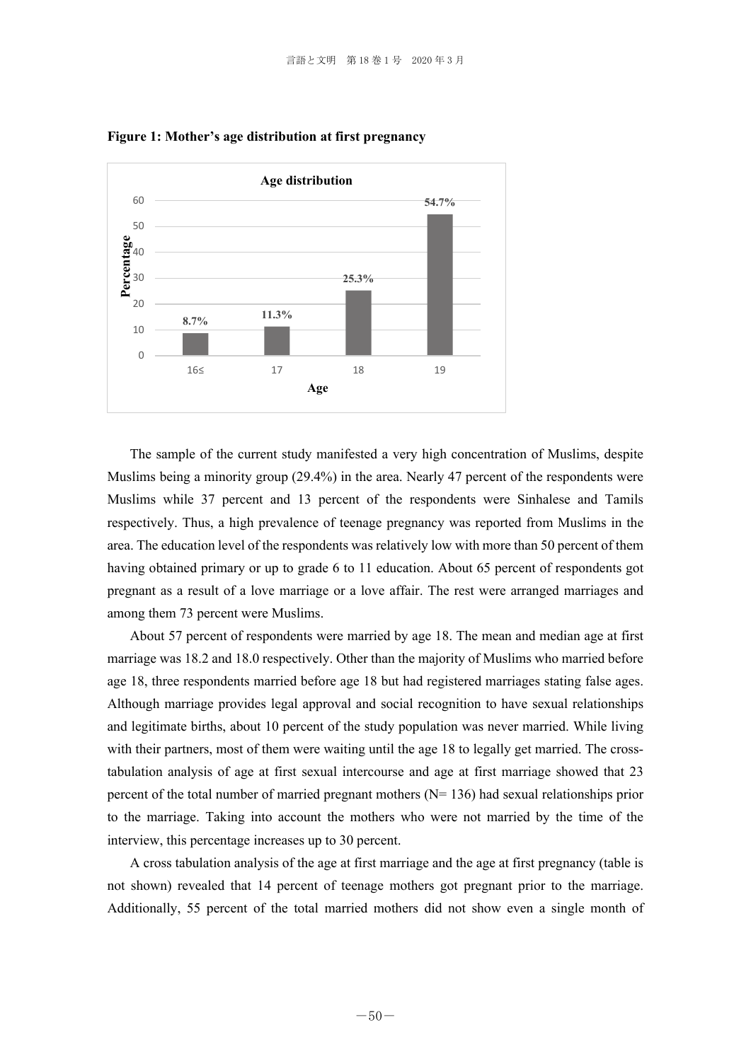**Figure 1: Mother's age distribution at first pregnancy**

Age distribution

Percentage

60
50
40
30
20
10
0

8.7%
11.3%
25.3%
54.7%

16≤
17
18
19

Age

The sample of the current study manifested a very high concentration of Muslims, despite Muslims being a minority group (29.4%) in the area. Nearly 47 percent of the respondents were Muslims while 37 percent and 13 percent of the respondents were Sinhalese and Tamils respectively. Thus, a high prevalence of teenage pregnancy was reported from Muslims in the area. The education level of the respondents was relatively low with more than 50 percent of them having obtained primary or up to grade 6 to 11 education. About 65 percent of respondents got pregnant as a result of a love marriage or a love affair. The rest were arranged marriages and among them 73 percent were Muslims.

About 57 percent of respondents were married by age 18. The mean and median age at first marriage was 18.2 and 18.0 respectively. Other than the majority of Muslims who married before age 18, three respondents married before age 18 but had registered marriages stating false ages. Although marriage provides legal approval and social recognition to have sexual relationships and legitimate births, about 10 percent of the study population was never married. While living with their partners, most of them were waiting until the age 18 to legally get married. The cross-tabulation analysis of age at first sexual intercourse and age at first marriage showed that 23 percent of the total number of married pregnant mothers (N= 136) had sexual relationships prior to the marriage. Taking into account the mothers who were not married by the time of the interview, this percentage increases up to 30 percent.

A cross tabulation analysis of the age at first marriage and the age at first pregnancy (table is not shown) revealed that 14 percent of teenage mothers got pregnant prior to the marriage. Additionally, 55 percent of the total married mothers did not show even a single month of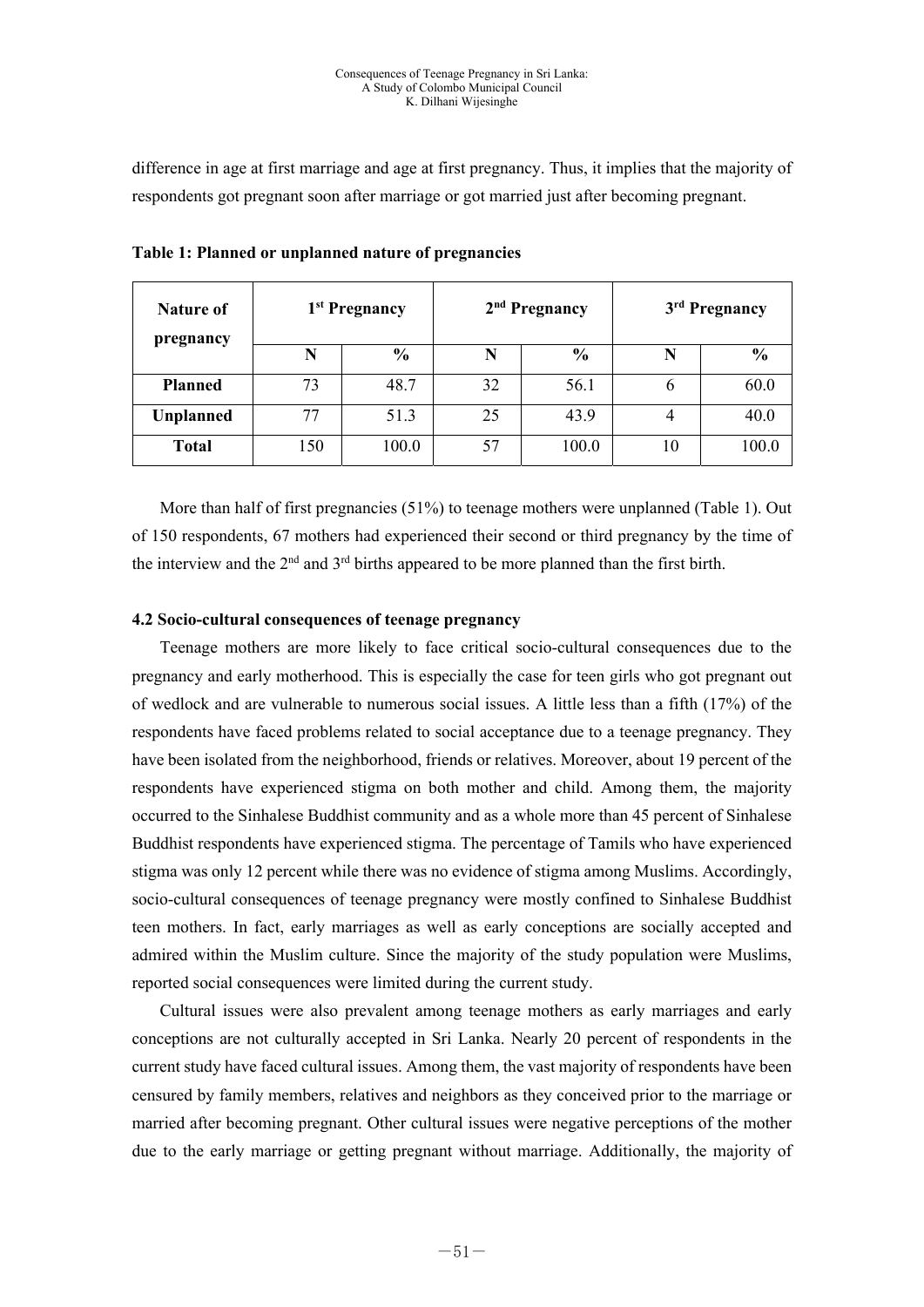difference in age at first marriage and age at first pregnancy. Thus, it implies that the majority of respondents got pregnant soon after marriage or got married just after becoming pregnant.

**Table 1: Planned or unplanned nature of pregnancies**

| Nature of pregnancy | 1st Pregnancy | | 2nd Pregnancy | | 3rd Pregnancy | |
|---|---|---|---|---|---|---|
| | N | % | N | % | N | % |
| **Planned** | 73 | 48.7 | 32 | 56.1 | 6 | 60.0 |
| **Unplanned** | 77 | 51.3 | 25 | 43.9 | 4 | 40.0 |
| **Total** | 150 | 100.0 | 57 | 100.0 | 10 | 100.0 |

More than half of first pregnancies (51%) to teenage mothers were unplanned (Table 1). Out of 150 respondents, 67 mothers had experienced their second or third pregnancy by the time of the interview and the 2nd and 3rd births appeared to be more planned than the first birth.

### 4.2 Socio-cultural consequences of teenage pregnancy

Teenage mothers are more likely to face critical socio-cultural consequences due to the pregnancy and early motherhood. This is especially the case for teen girls who got pregnant out of wedlock and are vulnerable to numerous social issues. A little less than a fifth (17%) of the respondents have faced problems related to social acceptance due to a teenage pregnancy. They have been isolated from the neighborhood, friends or relatives. Moreover, about 19 percent of the respondents have experienced stigma on both mother and child. Among them, the majority occurred to the Sinhalese Buddhist community and as a whole more than 45 percent of Sinhalese Buddhist respondents have experienced stigma. The percentage of Tamils who have experienced stigma was only 12 percent while there was no evidence of stigma among Muslims. Accordingly, socio-cultural consequences of teenage pregnancy were mostly confined to Sinhalese Buddhist teen mothers. In fact, early marriages as well as early conceptions are socially accepted and admired within the Muslim culture. Since the majority of the study population were Muslims, reported social consequences were limited during the current study.

Cultural issues were also prevalent among teenage mothers as early marriages and early conceptions are not culturally accepted in Sri Lanka. Nearly 20 percent of respondents in the current study have faced cultural issues. Among them, the vast majority of respondents have been censured by family members, relatives and neighbors as they conceived prior to the marriage or married after becoming pregnant. Other cultural issues were negative perceptions of the mother due to the early marriage or getting pregnant without marriage. Additionally, the majority of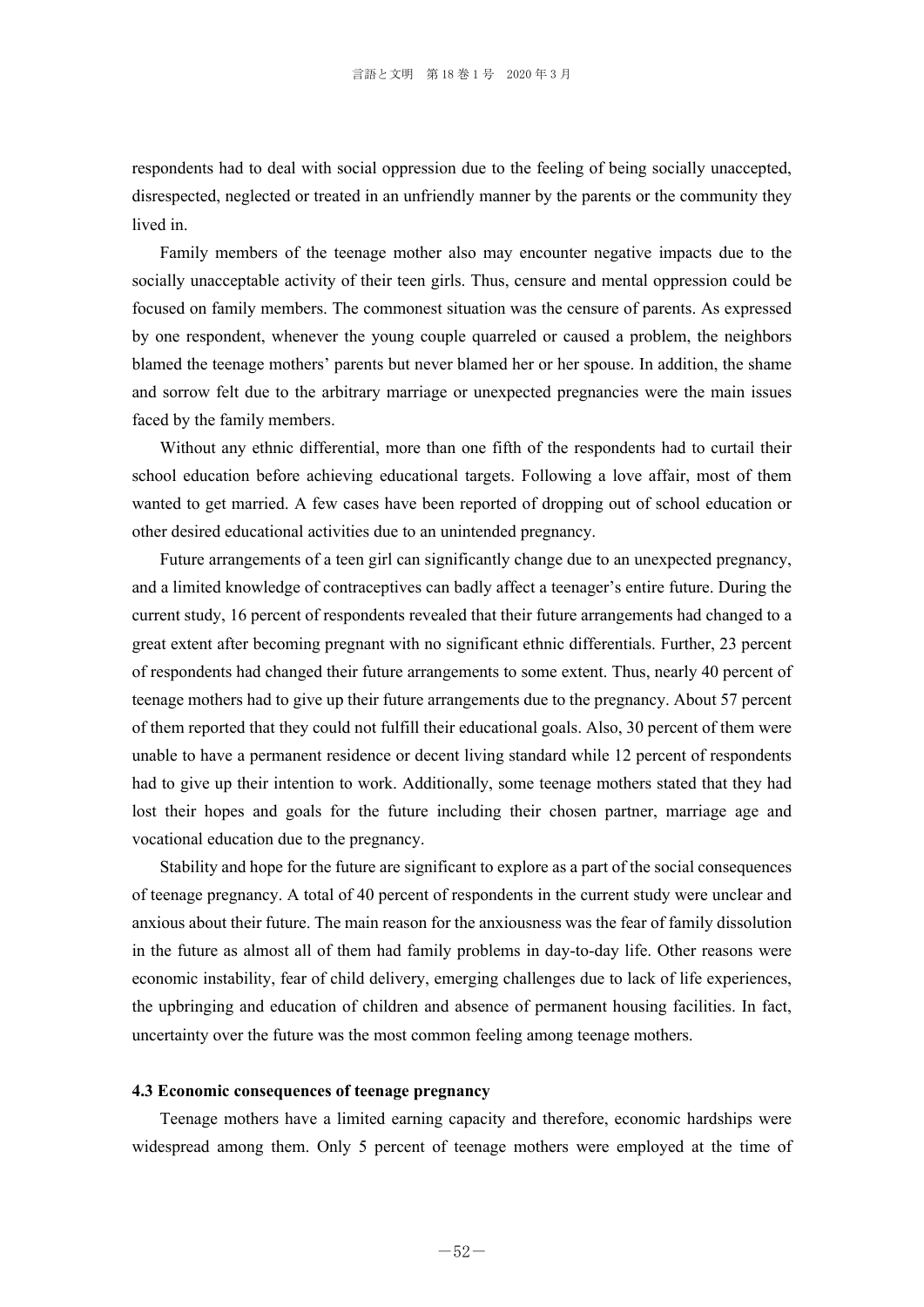respondents had to deal with social oppression due to the feeling of being socially unaccepted, disrespected, neglected or treated in an unfriendly manner by the parents or the community they lived in.

Family members of the teenage mother also may encounter negative impacts due to the socially unacceptable activity of their teen girls. Thus, censure and mental oppression could be focused on family members. The commonest situation was the censure of parents. As expressed by one respondent, whenever the young couple quarreled or caused a problem, the neighbors blamed the teenage mothers' parents but never blamed her or her spouse. In addition, the shame and sorrow felt due to the arbitrary marriage or unexpected pregnancies were the main issues faced by the family members.

Without any ethnic differential, more than one fifth of the respondents had to curtail their school education before achieving educational targets. Following a love affair, most of them wanted to get married. A few cases have been reported of dropping out of school education or other desired educational activities due to an unintended pregnancy.

Future arrangements of a teen girl can significantly change due to an unexpected pregnancy, and a limited knowledge of contraceptives can badly affect a teenager's entire future. During the current study, 16 percent of respondents revealed that their future arrangements had changed to a great extent after becoming pregnant with no significant ethnic differentials. Further, 23 percent of respondents had changed their future arrangements to some extent. Thus, nearly 40 percent of teenage mothers had to give up their future arrangements due to the pregnancy. About 57 percent of them reported that they could not fulfill their educational goals. Also, 30 percent of them were unable to have a permanent residence or decent living standard while 12 percent of respondents had to give up their intention to work. Additionally, some teenage mothers stated that they had lost their hopes and goals for the future including their chosen partner, marriage age and vocational education due to the pregnancy.

Stability and hope for the future are significant to explore as a part of the social consequences of teenage pregnancy. A total of 40 percent of respondents in the current study were unclear and anxious about their future. The main reason for the anxiousness was the fear of family dissolution in the future as almost all of them had family problems in day-to-day life. Other reasons were economic instability, fear of child delivery, emerging challenges due to lack of life experiences, the upbringing and education of children and absence of permanent housing facilities. In fact, uncertainty over the future was the most common feeling among teenage mothers.

### 4.3 Economic consequences of teenage pregnancy

Teenage mothers have a limited earning capacity and therefore, economic hardships were widespread among them. Only 5 percent of teenage mothers were employed at the time of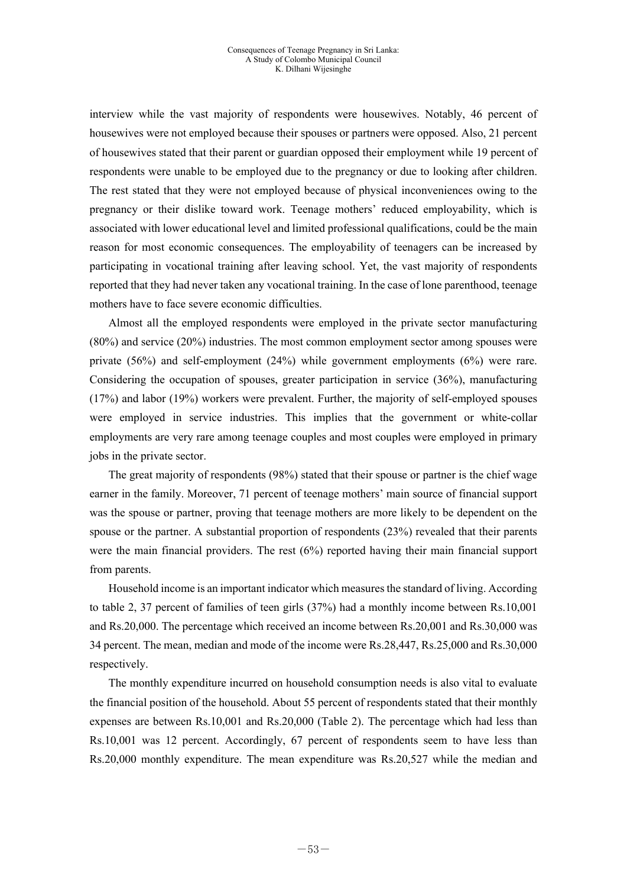interview while the vast majority of respondents were housewives. Notably, 46 percent of housewives were not employed because their spouses or partners were opposed. Also, 21 percent of housewives stated that their parent or guardian opposed their employment while 19 percent of respondents were unable to be employed due to the pregnancy or due to looking after children. The rest stated that they were not employed because of physical inconveniences owing to the pregnancy or their dislike toward work. Teenage mothers' reduced employability, which is associated with lower educational level and limited professional qualifications, could be the main reason for most economic consequences. The employability of teenagers can be increased by participating in vocational training after leaving school. Yet, the vast majority of respondents reported that they had never taken any vocational training. In the case of lone parenthood, teenage mothers have to face severe economic difficulties.

Almost all the employed respondents were employed in the private sector manufacturing (80%) and service (20%) industries. The most common employment sector among spouses were private (56%) and self-employment (24%) while government employments (6%) were rare. Considering the occupation of spouses, greater participation in service (36%), manufacturing (17%) and labor (19%) workers were prevalent. Further, the majority of self-employed spouses were employed in service industries. This implies that the government or white-collar employments are very rare among teenage couples and most couples were employed in primary jobs in the private sector.

The great majority of respondents (98%) stated that their spouse or partner is the chief wage earner in the family. Moreover, 71 percent of teenage mothers' main source of financial support was the spouse or partner, proving that teenage mothers are more likely to be dependent on the spouse or the partner. A substantial proportion of respondents (23%) revealed that their parents were the main financial providers. The rest (6%) reported having their main financial support from parents.

Household income is an important indicator which measures the standard of living. According to table 2, 37 percent of families of teen girls (37%) had a monthly income between Rs.10,001 and Rs.20,000. The percentage which received an income between Rs.20,001 and Rs.30,000 was 34 percent. The mean, median and mode of the income were Rs.28,447, Rs.25,000 and Rs.30,000 respectively.

The monthly expenditure incurred on household consumption needs is also vital to evaluate the financial position of the household. About 55 percent of respondents stated that their monthly expenses are between Rs.10,001 and Rs.20,000 (Table 2). The percentage which had less than Rs.10,001 was 12 percent. Accordingly, 67 percent of respondents seem to have less than Rs.20,000 monthly expenditure. The mean expenditure was Rs.20,527 while the median and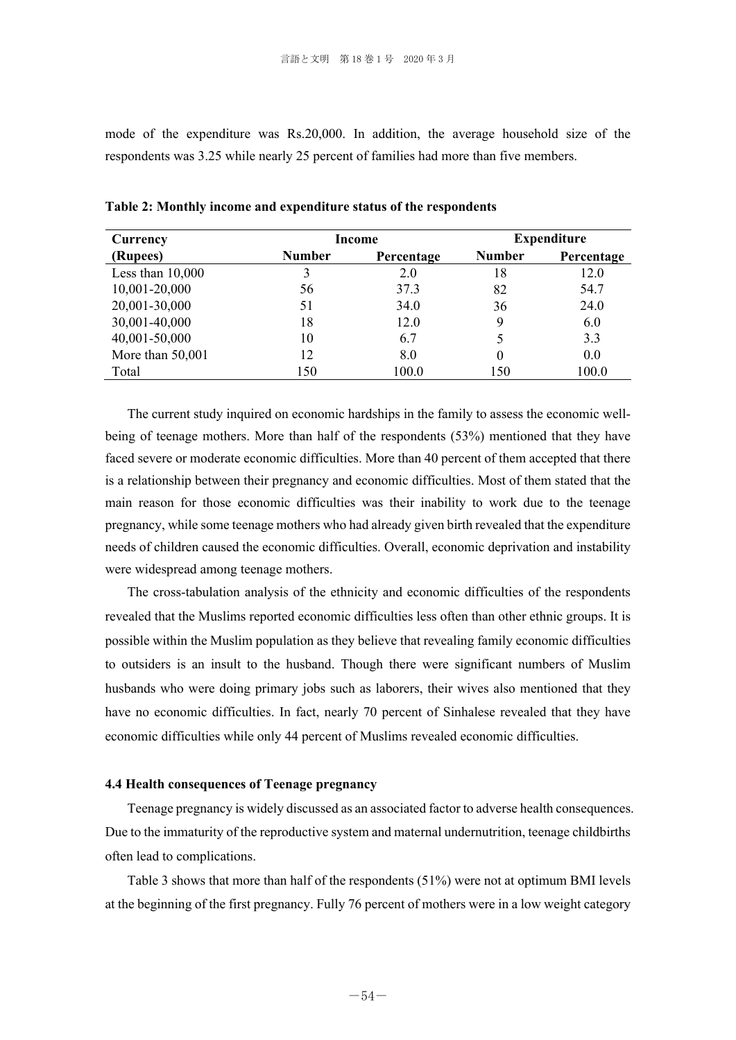mode of the expenditure was Rs.20,000. In addition, the average household size of the respondents was 3.25 while nearly 25 percent of families had more than five members.

**Table 2: Monthly income and expenditure status of the respondents**

| Currency (Rupees) | Income | | Expenditure | |
|---|---|---|---|---|
| | Number | Percentage | Number | Percentage |
| Less than 10,000 | 3 | 2.0 | 18 | 12.0 |
| 10,001-20,000 | 56 | 37.3 | 82 | 54.7 |
| 20,001-30,000 | 51 | 34.0 | 36 | 24.0 |
| 30,001-40,000 | 18 | 12.0 | 9 | 6.0 |
| 40,001-50,000 | 10 | 6.7 | 5 | 3.3 |
| More than 50,001 | 12 | 8.0 | 0 | 0.0 |
| Total | 150 | 100.0 | 150 | 100.0 |

The current study inquired on economic hardships in the family to assess the economic well-being of teenage mothers. More than half of the respondents (53%) mentioned that they have faced severe or moderate economic difficulties. More than 40 percent of them accepted that there is a relationship between their pregnancy and economic difficulties. Most of them stated that the main reason for those economic difficulties was their inability to work due to the teenage pregnancy, while some teenage mothers who had already given birth revealed that the expenditure needs of children caused the economic difficulties. Overall, economic deprivation and instability were widespread among teenage mothers.

The cross-tabulation analysis of the ethnicity and economic difficulties of the respondents revealed that the Muslims reported economic difficulties less often than other ethnic groups. It is possible within the Muslim population as they believe that revealing family economic difficulties to outsiders is an insult to the husband. Though there were significant numbers of Muslim husbands who were doing primary jobs such as laborers, their wives also mentioned that they have no economic difficulties. In fact, nearly 70 percent of Sinhalese revealed that they have economic difficulties while only 44 percent of Muslims revealed economic difficulties.

### 4.4 Health consequences of Teenage pregnancy

Teenage pregnancy is widely discussed as an associated factor to adverse health consequences. Due to the immaturity of the reproductive system and maternal undernutrition, teenage childbirths often lead to complications.

Table 3 shows that more than half of the respondents (51%) were not at optimum BMI levels at the beginning of the first pregnancy. Fully 76 percent of mothers were in a low weight category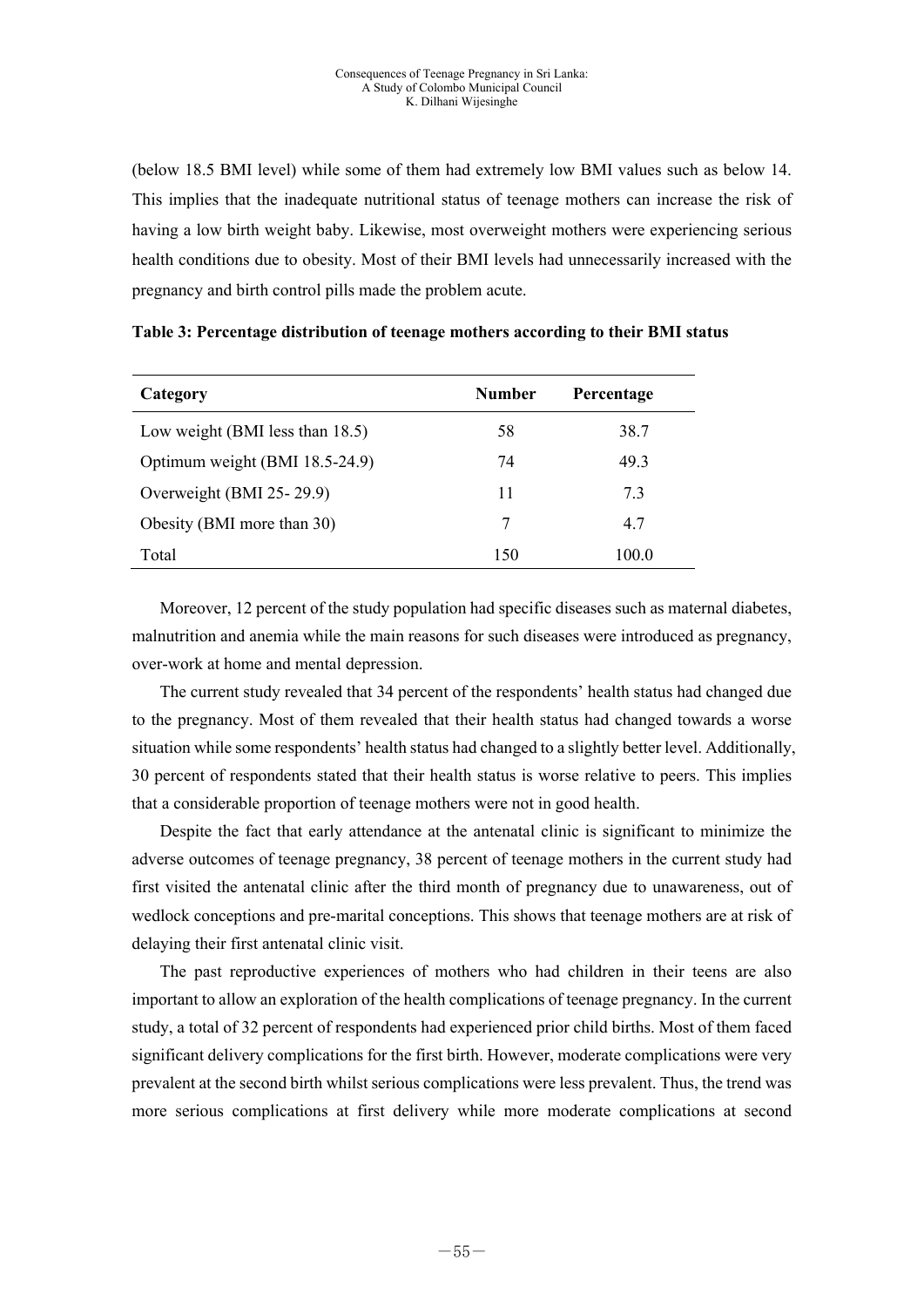(below 18.5 BMI level) while some of them had extremely low BMI values such as below 14. This implies that the inadequate nutritional status of teenage mothers can increase the risk of having a low birth weight baby. Likewise, most overweight mothers were experiencing serious health conditions due to obesity. Most of their BMI levels had unnecessarily increased with the pregnancy and birth control pills made the problem acute.

**Table 3: Percentage distribution of teenage mothers according to their BMI status**

| Category | Number | Percentage |
|---|---|---|
| Low weight (BMI less than 18.5) | 58 | 38.7 |
| Optimum weight (BMI 18.5-24.9) | 74 | 49.3 |
| Overweight (BMI 25- 29.9) | 11 | 7.3 |
| Obesity (BMI more than 30) | 7 | 4.7 |
| Total | 150 | 100.0 |

Moreover, 12 percent of the study population had specific diseases such as maternal diabetes, malnutrition and anemia while the main reasons for such diseases were introduced as pregnancy, over-work at home and mental depression.

The current study revealed that 34 percent of the respondents' health status had changed due to the pregnancy. Most of them revealed that their health status had changed towards a worse situation while some respondents' health status had changed to a slightly better level. Additionally, 30 percent of respondents stated that their health status is worse relative to peers. This implies that a considerable proportion of teenage mothers were not in good health.

Despite the fact that early attendance at the antenatal clinic is significant to minimize the adverse outcomes of teenage pregnancy, 38 percent of teenage mothers in the current study had first visited the antenatal clinic after the third month of pregnancy due to unawareness, out of wedlock conceptions and pre-marital conceptions. This shows that teenage mothers are at risk of delaying their first antenatal clinic visit.

The past reproductive experiences of mothers who had children in their teens are also important to allow an exploration of the health complications of teenage pregnancy. In the current study, a total of 32 percent of respondents had experienced prior child births. Most of them faced significant delivery complications for the first birth. However, moderate complications were very prevalent at the second birth whilst serious complications were less prevalent. Thus, the trend was more serious complications at first delivery while more moderate complications at second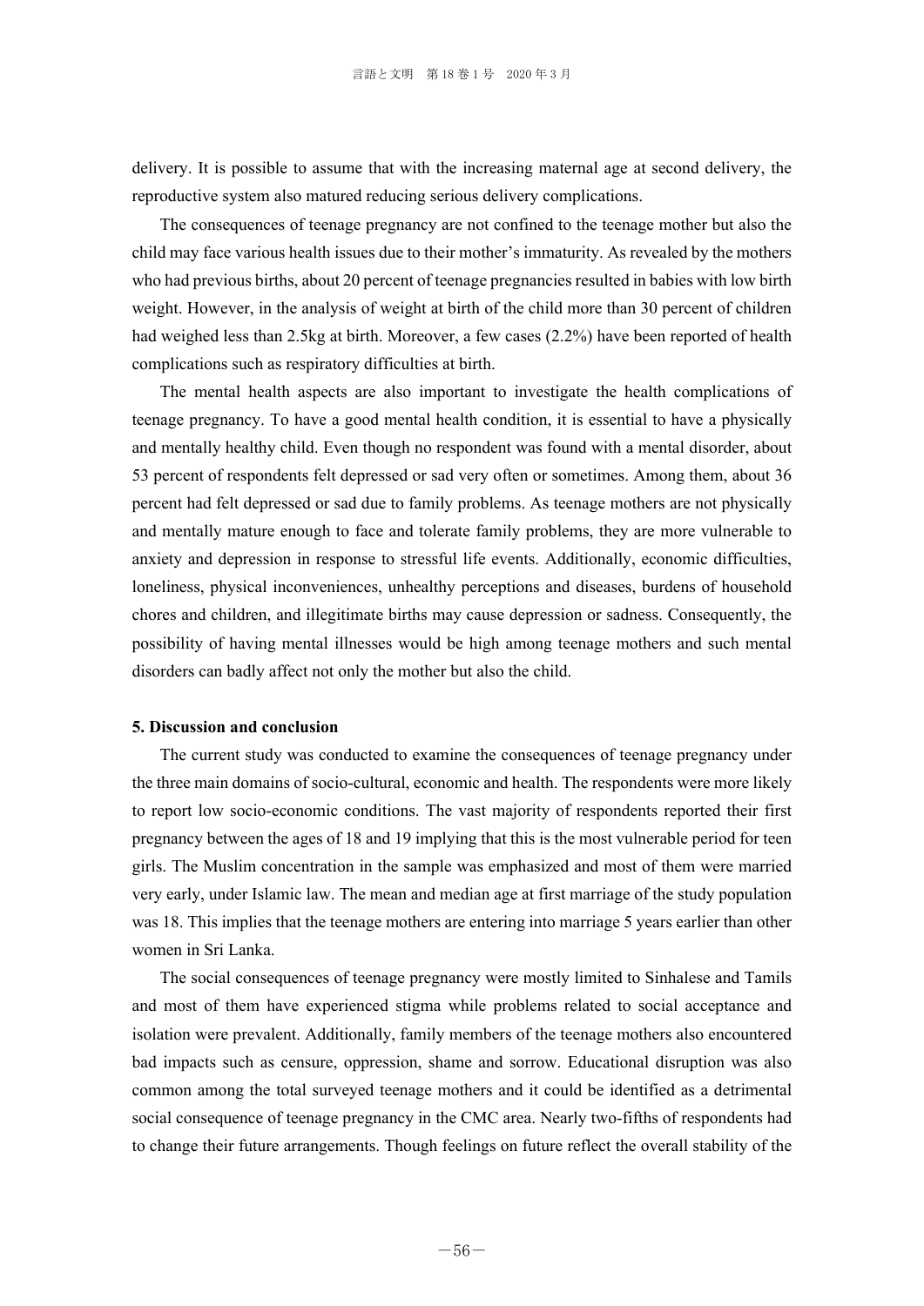delivery. It is possible to assume that with the increasing maternal age at second delivery, the reproductive system also matured reducing serious delivery complications.

The consequences of teenage pregnancy are not confined to the teenage mother but also the child may face various health issues due to their mother's immaturity. As revealed by the mothers who had previous births, about 20 percent of teenage pregnancies resulted in babies with low birth weight. However, in the analysis of weight at birth of the child more than 30 percent of children had weighed less than 2.5kg at birth. Moreover, a few cases (2.2%) have been reported of health complications such as respiratory difficulties at birth.

The mental health aspects are also important to investigate the health complications of teenage pregnancy. To have a good mental health condition, it is essential to have a physically and mentally healthy child. Even though no respondent was found with a mental disorder, about 53 percent of respondents felt depressed or sad very often or sometimes. Among them, about 36 percent had felt depressed or sad due to family problems. As teenage mothers are not physically and mentally mature enough to face and tolerate family problems, they are more vulnerable to anxiety and depression in response to stressful life events. Additionally, economic difficulties, loneliness, physical inconveniences, unhealthy perceptions and diseases, burdens of household chores and children, and illegitimate births may cause depression or sadness. Consequently, the possibility of having mental illnesses would be high among teenage mothers and such mental disorders can badly affect not only the mother but also the child.

## 5. Discussion and conclusion

The current study was conducted to examine the consequences of teenage pregnancy under the three main domains of socio-cultural, economic and health. The respondents were more likely to report low socio-economic conditions. The vast majority of respondents reported their first pregnancy between the ages of 18 and 19 implying that this is the most vulnerable period for teen girls. The Muslim concentration in the sample was emphasized and most of them were married very early, under Islamic law. The mean and median age at first marriage of the study population was 18. This implies that the teenage mothers are entering into marriage 5 years earlier than other women in Sri Lanka.

The social consequences of teenage pregnancy were mostly limited to Sinhalese and Tamils and most of them have experienced stigma while problems related to social acceptance and isolation were prevalent. Additionally, family members of the teenage mothers also encountered bad impacts such as censure, oppression, shame and sorrow. Educational disruption was also common among the total surveyed teenage mothers and it could be identified as a detrimental social consequence of teenage pregnancy in the CMC area. Nearly two-fifths of respondents had to change their future arrangements. Though feelings on future reflect the overall stability of the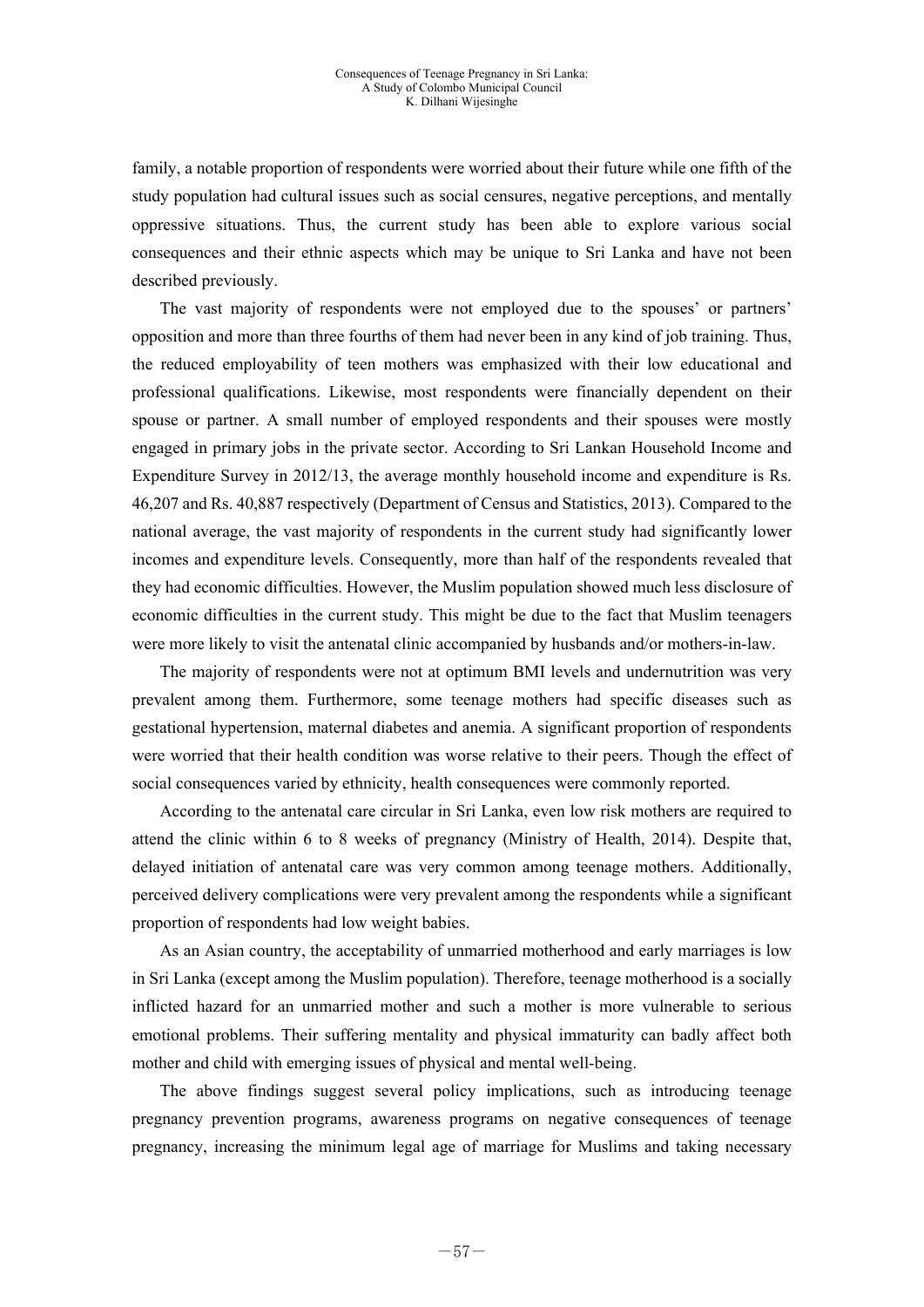family, a notable proportion of respondents were worried about their future while one fifth of the study population had cultural issues such as social censures, negative perceptions, and mentally oppressive situations. Thus, the current study has been able to explore various social consequences and their ethnic aspects which may be unique to Sri Lanka and have not been described previously.

The vast majority of respondents were not employed due to the spouses' or partners' opposition and more than three fourths of them had never been in any kind of job training. Thus, the reduced employability of teen mothers was emphasized with their low educational and professional qualifications. Likewise, most respondents were financially dependent on their spouse or partner. A small number of employed respondents and their spouses were mostly engaged in primary jobs in the private sector. According to Sri Lankan Household Income and Expenditure Survey in 2012/13, the average monthly household income and expenditure is Rs. 46,207 and Rs. 40,887 respectively (Department of Census and Statistics, 2013). Compared to the national average, the vast majority of respondents in the current study had significantly lower incomes and expenditure levels. Consequently, more than half of the respondents revealed that they had economic difficulties. However, the Muslim population showed much less disclosure of economic difficulties in the current study. This might be due to the fact that Muslim teenagers were more likely to visit the antenatal clinic accompanied by husbands and/or mothers-in-law.

The majority of respondents were not at optimum BMI levels and undernutrition was very prevalent among them. Furthermore, some teenage mothers had specific diseases such as gestational hypertension, maternal diabetes and anemia. A significant proportion of respondents were worried that their health condition was worse relative to their peers. Though the effect of social consequences varied by ethnicity, health consequences were commonly reported.

According to the antenatal care circular in Sri Lanka, even low risk mothers are required to attend the clinic within 6 to 8 weeks of pregnancy (Ministry of Health, 2014). Despite that, delayed initiation of antenatal care was very common among teenage mothers. Additionally, perceived delivery complications were very prevalent among the respondents while a significant proportion of respondents had low weight babies.

As an Asian country, the acceptability of unmarried motherhood and early marriages is low in Sri Lanka (except among the Muslim population). Therefore, teenage motherhood is a socially inflicted hazard for an unmarried mother and such a mother is more vulnerable to serious emotional problems. Their suffering mentality and physical immaturity can badly affect both mother and child with emerging issues of physical and mental well-being.

The above findings suggest several policy implications, such as introducing teenage pregnancy prevention programs, awareness programs on negative consequences of teenage pregnancy, increasing the minimum legal age of marriage for Muslims and taking necessary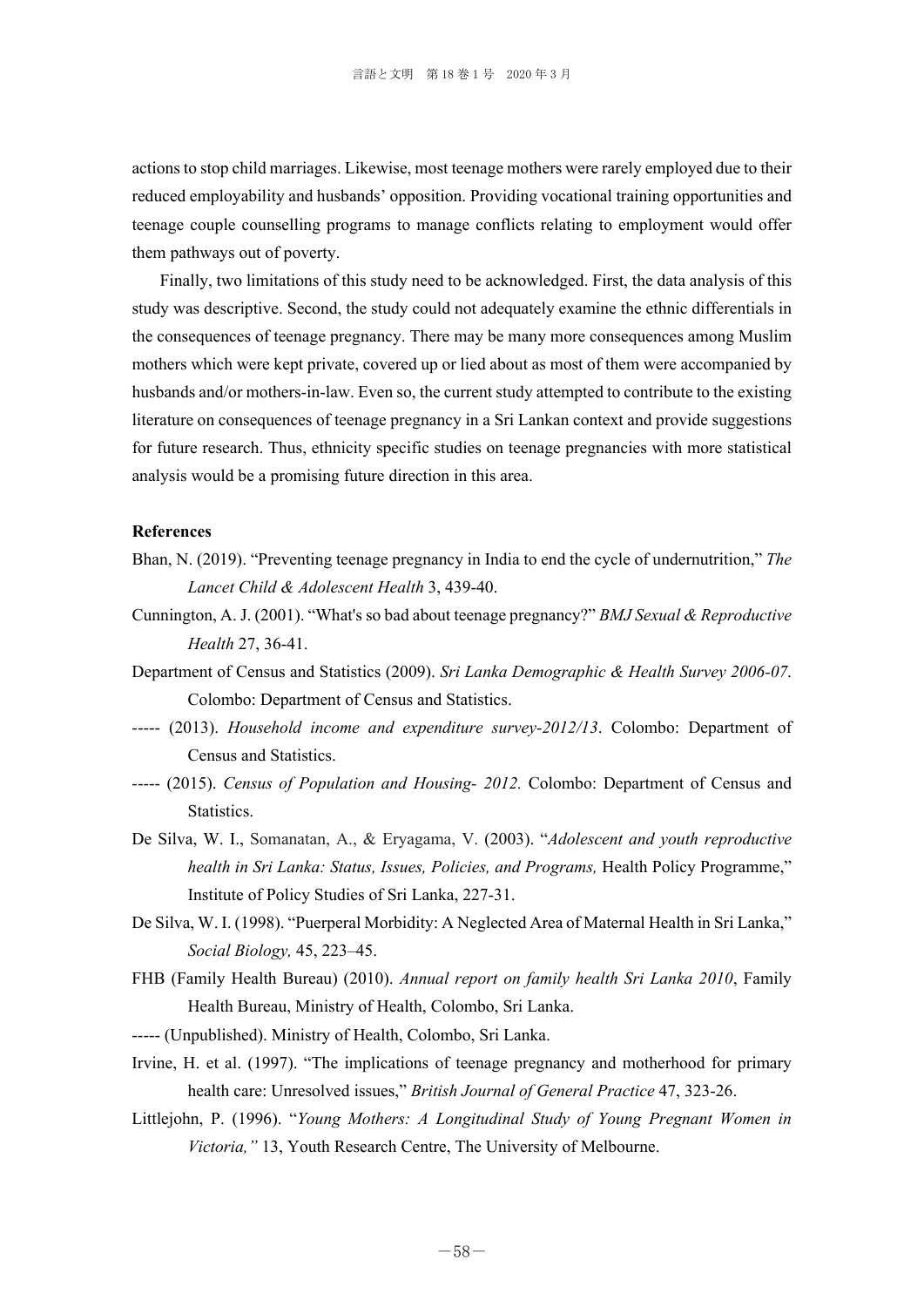actions to stop child marriages. Likewise, most teenage mothers were rarely employed due to their reduced employability and husbands' opposition. Providing vocational training opportunities and teenage couple counselling programs to manage conflicts relating to employment would offer them pathways out of poverty.

Finally, two limitations of this study need to be acknowledged. First, the data analysis of this study was descriptive. Second, the study could not adequately examine the ethnic differentials in the consequences of teenage pregnancy. There may be many more consequences among Muslim mothers which were kept private, covered up or lied about as most of them were accompanied by husbands and/or mothers-in-law. Even so, the current study attempted to contribute to the existing literature on consequences of teenage pregnancy in a Sri Lankan context and provide suggestions for future research. Thus, ethnicity specific studies on teenage pregnancies with more statistical analysis would be a promising future direction in this area.

**References**

Bhan, N. (2019). "Preventing teenage pregnancy in India to end the cycle of undernutrition," *The Lancet Child & Adolescent Health* 3, 439-40.

Cunnington, A. J. (2001). "What's so bad about teenage pregnancy?" *BMJ Sexual & Reproductive Health* 27, 36-41.

Department of Census and Statistics (2009). *Sri Lanka Demographic & Health Survey 2006-07*. Colombo: Department of Census and Statistics.

----- (2013). *Household income and expenditure survey-2012/13*. Colombo: Department of Census and Statistics.

----- (2015). *Census of Population and Housing- 2012.* Colombo: Department of Census and Statistics.

De Silva, W. I., Somanatan, A., & Eryagama, V. (2003). "*Adolescent and youth reproductive health in Sri Lanka: Status, Issues, Policies, and Programs,* Health Policy Programme," Institute of Policy Studies of Sri Lanka, 227-31.

De Silva, W. I. (1998). "Puerperal Morbidity: A Neglected Area of Maternal Health in Sri Lanka," *Social Biology,* 45, 223–45.

FHB (Family Health Bureau) (2010). *Annual report on family health Sri Lanka 2010*, Family Health Bureau, Ministry of Health, Colombo, Sri Lanka.

----- (Unpublished). Ministry of Health, Colombo, Sri Lanka.

Irvine, H. et al. (1997). "The implications of teenage pregnancy and motherhood for primary health care: Unresolved issues," *British Journal of General Practice* 47, 323-26.

Littlejohn, P. (1996). "*Young Mothers: A Longitudinal Study of Young Pregnant Women in Victoria,"* 13, Youth Research Centre, The University of Melbourne.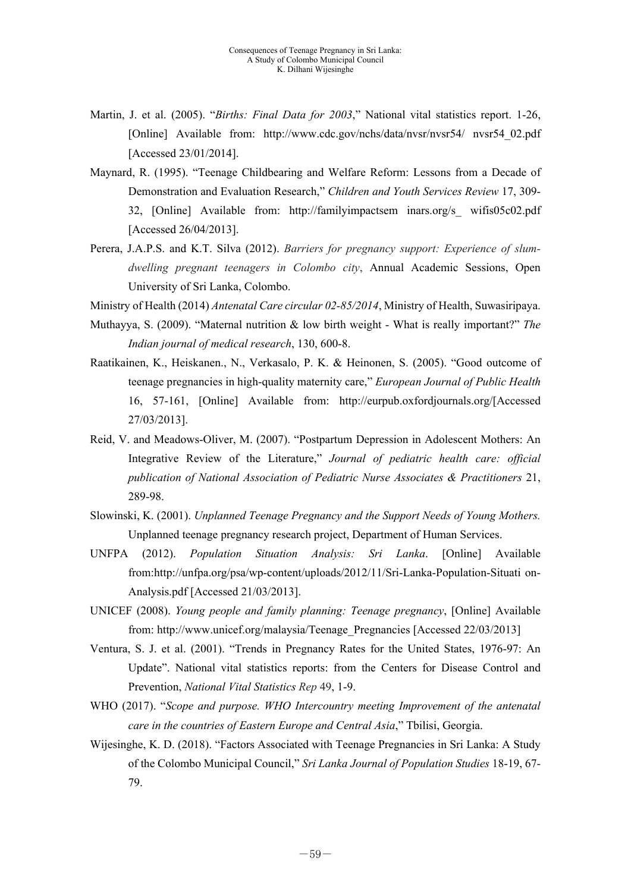Martin, J. et al. (2005). "*Births: Final Data for 2003*," National vital statistics report. 1-26, [Online] Available from: http://www.cdc.gov/nchs/data/nvsr/nvsr54/ nvsr54_02.pdf [Accessed 23/01/2014].

Maynard, R. (1995). "Teenage Childbearing and Welfare Reform: Lessons from a Decade of Demonstration and Evaluation Research," *Children and Youth Services Review* 17, 309-32, [Online] Available from: http://familyimpactsem inars.org/s_ wifis05c02.pdf [Accessed 26/04/2013].

Perera, J.A.P.S. and K.T. Silva (2012). *Barriers for pregnancy support: Experience of slum-dwelling pregnant teenagers in Colombo city*, Annual Academic Sessions, Open University of Sri Lanka, Colombo.

Ministry of Health (2014) *Antenatal Care circular 02-85/2014*, Ministry of Health, Suwasiripaya.

Muthayya, S. (2009). "Maternal nutrition & low birth weight - What is really important?" *The Indian journal of medical research*, 130, 600-8.

Raatikainen, K., Heiskanen., N., Verkasalo, P. K. & Heinonen, S. (2005). "Good outcome of teenage pregnancies in high-quality maternity care," *European Journal of Public Health* 16, 57-161, [Online] Available from: http://eurpub.oxfordjournals.org/[Accessed 27/03/2013].

Reid, V. and Meadows-Oliver, M. (2007). "Postpartum Depression in Adolescent Mothers: An Integrative Review of the Literature," *Journal of pediatric health care: official publication of National Association of Pediatric Nurse Associates & Practitioners* 21, 289-98.

Slowinski, K. (2001). *Unplanned Teenage Pregnancy and the Support Needs of Young Mothers.* Unplanned teenage pregnancy research project, Department of Human Services.

UNFPA (2012). *Population Situation Analysis: Sri Lanka*. [Online] Available from:http://unfpa.org/psa/wp-content/uploads/2012/11/Sri-Lanka-Population-Situati on-Analysis.pdf [Accessed 21/03/2013].

UNICEF (2008). *Young people and family planning: Teenage pregnancy*, [Online] Available from: http://www.unicef.org/malaysia/Teenage_Pregnancies [Accessed 22/03/2013]

Ventura, S. J. et al. (2001). "Trends in Pregnancy Rates for the United States, 1976-97: An Update". National vital statistics reports: from the Centers for Disease Control and Prevention, *National Vital Statistics Rep* 49, 1-9.

WHO (2017). "*Scope and purpose. WHO Intercountry meeting Improvement of the antenatal care in the countries of Eastern Europe and Central Asia*," Tbilisi, Georgia.

Wijesinghe, K. D. (2018). "Factors Associated with Teenage Pregnancies in Sri Lanka: A Study of the Colombo Municipal Council," *Sri Lanka Journal of Population Studies* 18-19, 67-79.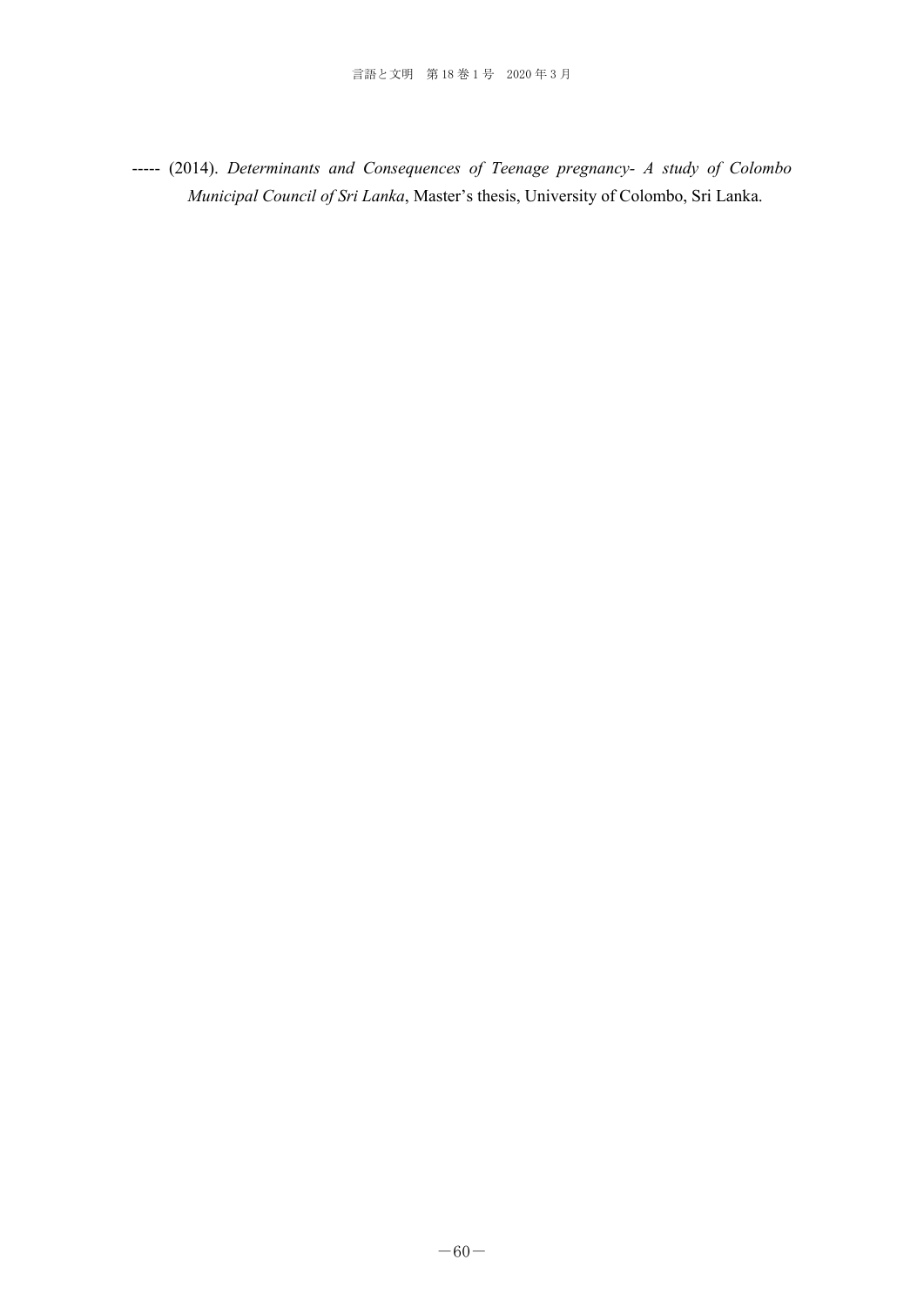----- (2014). *Determinants and Consequences of Teenage pregnancy- A study of Colombo Municipal Council of Sri Lanka*, Master's thesis, University of Colombo, Sri Lanka.